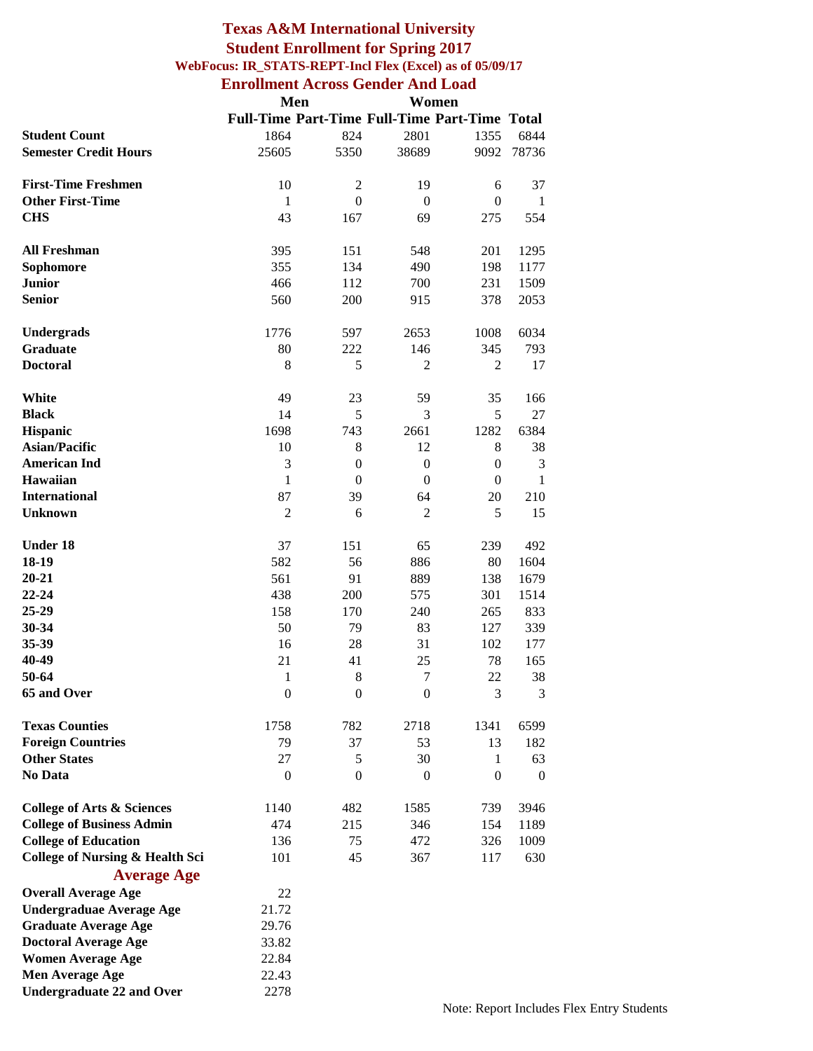# Texas A&M International University

## Student Enrollment for Spring 2017

### WebFocus: IR_STATS-REPT-Incl Flex (Excel) as of 05/09/17

## Enrollment Across Gender And Load

| | Men | | Women | | |
|---|---|---|---|---|---|
| | Full-Time | Part-Time | Full-Time | Part-Time | Total |
| **Student Count** | 1864 | 824 | 2801 | 1355 | 6844 |
| **Semester Credit Hours** | 25605 | 5350 | 38689 | 9092 | 78736 |
| | | | | | |
| **First-Time Freshmen** | 10 | 2 | 19 | 6 | 37 |
| **Other First-Time** | 1 | 0 | 0 | 0 | 1 |
| **CHS** | 43 | 167 | 69 | 275 | 554 |
| | | | | | |
| **All Freshman** | 395 | 151 | 548 | 201 | 1295 |
| **Sophomore** | 355 | 134 | 490 | 198 | 1177 |
| **Junior** | 466 | 112 | 700 | 231 | 1509 |
| **Senior** | 560 | 200 | 915 | 378 | 2053 |
| | | | | | |
| **Undergrads** | 1776 | 597 | 2653 | 1008 | 6034 |
| **Graduate** | 80 | 222 | 146 | 345 | 793 |
| **Doctoral** | 8 | 5 | 2 | 2 | 17 |
| | | | | | |
| **White** | 49 | 23 | 59 | 35 | 166 |
| **Black** | 14 | 5 | 3 | 5 | 27 |
| **Hispanic** | 1698 | 743 | 2661 | 1282 | 6384 |
| **Asian/Pacific** | 10 | 8 | 12 | 8 | 38 |
| **American Ind** | 3 | 0 | 0 | 0 | 3 |
| **Hawaiian** | 1 | 0 | 0 | 0 | 1 |
| **International** | 87 | 39 | 64 | 20 | 210 |
| **Unknown** | 2 | 6 | 2 | 5 | 15 |
| | | | | | |
| **Under 18** | 37 | 151 | 65 | 239 | 492 |
| **18-19** | 582 | 56 | 886 | 80 | 1604 |
| **20-21** | 561 | 91 | 889 | 138 | 1679 |
| **22-24** | 438 | 200 | 575 | 301 | 1514 |
| **25-29** | 158 | 170 | 240 | 265 | 833 |
| **30-34** | 50 | 79 | 83 | 127 | 339 |
| **35-39** | 16 | 28 | 31 | 102 | 177 |
| **40-49** | 21 | 41 | 25 | 78 | 165 |
| **50-64** | 1 | 8 | 7 | 22 | 38 |
| **65 and Over** | 0 | 0 | 0 | 3 | 3 |
| | | | | | |
| **Texas Counties** | 1758 | 782 | 2718 | 1341 | 6599 |
| **Foreign Countries** | 79 | 37 | 53 | 13 | 182 |
| **Other States** | 27 | 5 | 30 | 1 | 63 |
| **No Data** | 0 | 0 | 0 | 0 | 0 |
| | | | | | |
| **College of Arts & Sciences** | 1140 | 482 | 1585 | 739 | 3946 |
| **College of Business Admin** | 474 | 215 | 346 | 154 | 1189 |
| **College of Education** | 136 | 75 | 472 | 326 | 1009 |
| **College of Nursing & Health Sci** | 101 | 45 | 367 | 117 | 630 |

## Average Age

| | |
|---|---|
| **Overall Average Age** | 22 |
| **Undergraduae Average Age** | 21.72 |
| **Graduate Average Age** | 29.76 |
| **Doctoral Average Age** | 33.82 |
| **Women Average Age** | 22.84 |
| **Men Average Age** | 22.43 |
| **Undergraduate 22 and Over** | 2278 |

Note: Report Includes Flex Entry Students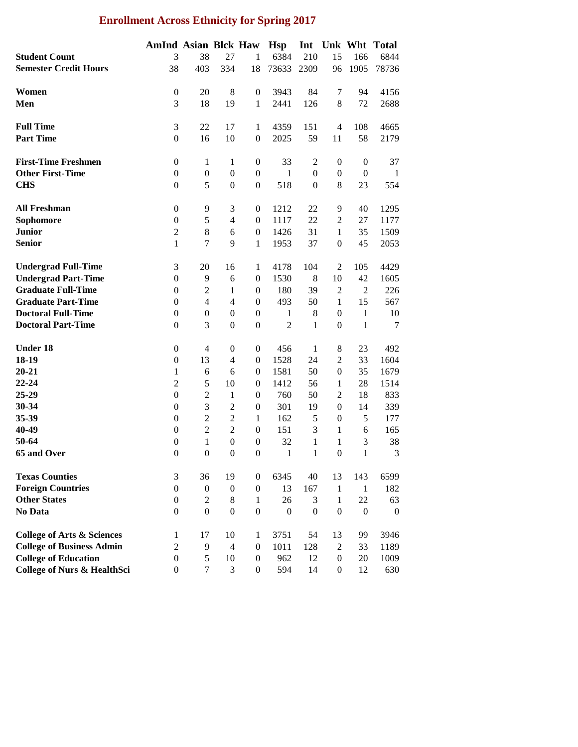## Enrollment Across Ethnicity for Spring 2017

| | AmInd | Asian | Blck | Haw | Hsp | Int | Unk | Wht | Total |
|---|---|---|---|---|---|---|---|---|---|
| **Student Count** | 3 | 38 | 27 | 1 | 6384 | 210 | 15 | 166 | 6844 |
| **Semester Credit Hours** | 38 | 403 | 334 | 18 | 73633 | 2309 | 96 | 1905 | 78736 |
| | | | | | | | | | |
| **Women** | 0 | 20 | 8 | 0 | 3943 | 84 | 7 | 94 | 4156 |
| **Men** | 3 | 18 | 19 | 1 | 2441 | 126 | 8 | 72 | 2688 |
| | | | | | | | | | |
| **Full Time** | 3 | 22 | 17 | 1 | 4359 | 151 | 4 | 108 | 4665 |
| **Part Time** | 0 | 16 | 10 | 0 | 2025 | 59 | 11 | 58 | 2179 |
| | | | | | | | | | |
| **First-Time Freshmen** | 0 | 1 | 1 | 0 | 33 | 2 | 0 | 0 | 37 |
| **Other First-Time** | 0 | 0 | 0 | 0 | 1 | 0 | 0 | 0 | 1 |
| **CHS** | 0 | 5 | 0 | 0 | 518 | 0 | 8 | 23 | 554 |
| | | | | | | | | | |
| **All Freshman** | 0 | 9 | 3 | 0 | 1212 | 22 | 9 | 40 | 1295 |
| **Sophomore** | 0 | 5 | 4 | 0 | 1117 | 22 | 2 | 27 | 1177 |
| **Junior** | 2 | 8 | 6 | 0 | 1426 | 31 | 1 | 35 | 1509 |
| **Senior** | 1 | 7 | 9 | 1 | 1953 | 37 | 0 | 45 | 2053 |
| | | | | | | | | | |
| **Undergrad Full-Time** | 3 | 20 | 16 | 1 | 4178 | 104 | 2 | 105 | 4429 |
| **Undergrad Part-Time** | 0 | 9 | 6 | 0 | 1530 | 8 | 10 | 42 | 1605 |
| **Graduate Full-Time** | 0 | 2 | 1 | 0 | 180 | 39 | 2 | 2 | 226 |
| **Graduate Part-Time** | 0 | 4 | 4 | 0 | 493 | 50 | 1 | 15 | 567 |
| **Doctoral Full-Time** | 0 | 0 | 0 | 0 | 1 | 8 | 0 | 1 | 10 |
| **Doctoral Part-Time** | 0 | 3 | 0 | 0 | 2 | 1 | 0 | 1 | 7 |
| | | | | | | | | | |
| **Under 18** | 0 | 4 | 0 | 0 | 456 | 1 | 8 | 23 | 492 |
| **18-19** | 0 | 13 | 4 | 0 | 1528 | 24 | 2 | 33 | 1604 |
| **20-21** | 1 | 6 | 6 | 0 | 1581 | 50 | 0 | 35 | 1679 |
| **22-24** | 2 | 5 | 10 | 0 | 1412 | 56 | 1 | 28 | 1514 |
| **25-29** | 0 | 2 | 1 | 0 | 760 | 50 | 2 | 18 | 833 |
| **30-34** | 0 | 3 | 2 | 0 | 301 | 19 | 0 | 14 | 339 |
| **35-39** | 0 | 2 | 2 | 1 | 162 | 5 | 0 | 5 | 177 |
| **40-49** | 0 | 2 | 2 | 0 | 151 | 3 | 1 | 6 | 165 |
| **50-64** | 0 | 1 | 0 | 0 | 32 | 1 | 1 | 3 | 38 |
| **65 and Over** | 0 | 0 | 0 | 0 | 1 | 1 | 0 | 1 | 3 |
| | | | | | | | | | |
| **Texas Counties** | 3 | 36 | 19 | 0 | 6345 | 40 | 13 | 143 | 6599 |
| **Foreign Countries** | 0 | 0 | 0 | 0 | 13 | 167 | 1 | 1 | 182 |
| **Other States** | 0 | 2 | 8 | 1 | 26 | 3 | 1 | 22 | 63 |
| **No Data** | 0 | 0 | 0 | 0 | 0 | 0 | 0 | 0 | 0 |
| | | | | | | | | | |
| **College of Arts & Sciences** | 1 | 17 | 10 | 1 | 3751 | 54 | 13 | 99 | 3946 |
| **College of Business Admin** | 2 | 9 | 4 | 0 | 1011 | 128 | 2 | 33 | 1189 |
| **College of Education** | 0 | 5 | 10 | 0 | 962 | 12 | 0 | 20 | 1009 |
| **College of Nurs & HealthSci** | 0 | 7 | 3 | 0 | 594 | 14 | 0 | 12 | 630 |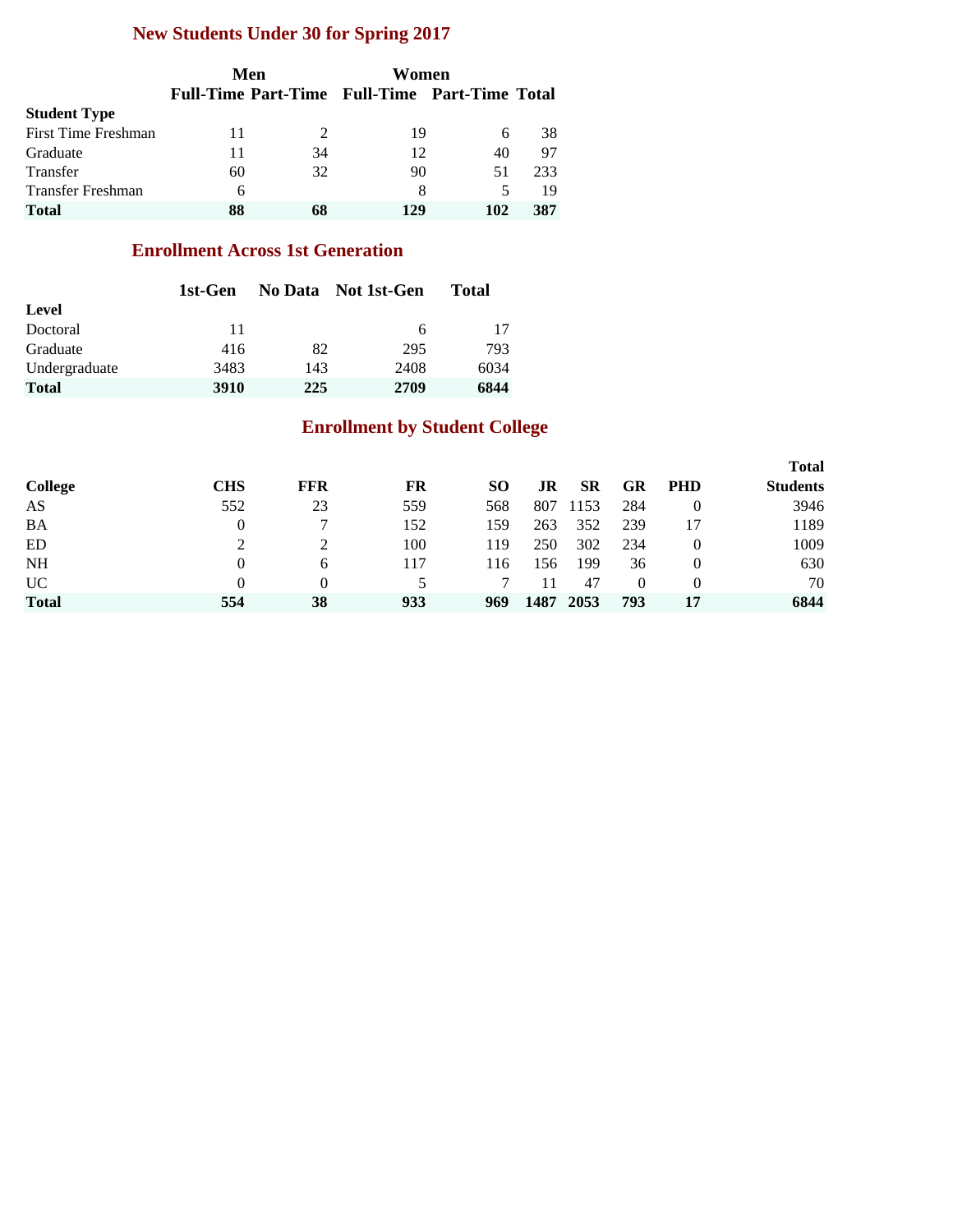## New Students Under 30 for Spring 2017

| | Men | | Women | | |
|---|---|---|---|---|---|
| | Full-Time | Part-Time | Full-Time | Part-Time | Total |
| **Student Type** | | | | | |
| First Time Freshman | 11 | 2 | 19 | 6 | 38 |
| Graduate | 11 | 34 | 12 | 40 | 97 |
| Transfer | 60 | 32 | 90 | 51 | 233 |
| Transfer Freshman | 6 | | 8 | 5 | 19 |
| **Total** | **88** | **68** | **129** | **102** | **387** |

## Enrollment Across 1st Generation

| | 1st-Gen | No Data | Not 1st-Gen | Total |
|---|---|---|---|---|
| **Level** | | | | |
| Doctoral | 11 | | 6 | 17 |
| Graduate | 416 | 82 | 295 | 793 |
| Undergraduate | 3483 | 143 | 2408 | 6034 |
| **Total** | **3910** | **225** | **2709** | **6844** |

## Enrollment by Student College

| College | CHS | FFR | FR | SO | JR | SR | GR | PHD | Total Students |
|---|---|---|---|---|---|---|---|---|---|
| AS | 552 | 23 | 559 | 568 | 807 | 1153 | 284 | 0 | 3946 |
| BA | 0 | 7 | 152 | 159 | 263 | 352 | 239 | 17 | 1189 |
| ED | 2 | 2 | 100 | 119 | 250 | 302 | 234 | 0 | 1009 |
| NH | 0 | 6 | 117 | 116 | 156 | 199 | 36 | 0 | 630 |
| UC | 0 | 0 | 5 | 7 | 11 | 47 | 0 | 0 | 70 |
| **Total** | **554** | **38** | **933** | **969** | **1487** | **2053** | **793** | **17** | **6844** |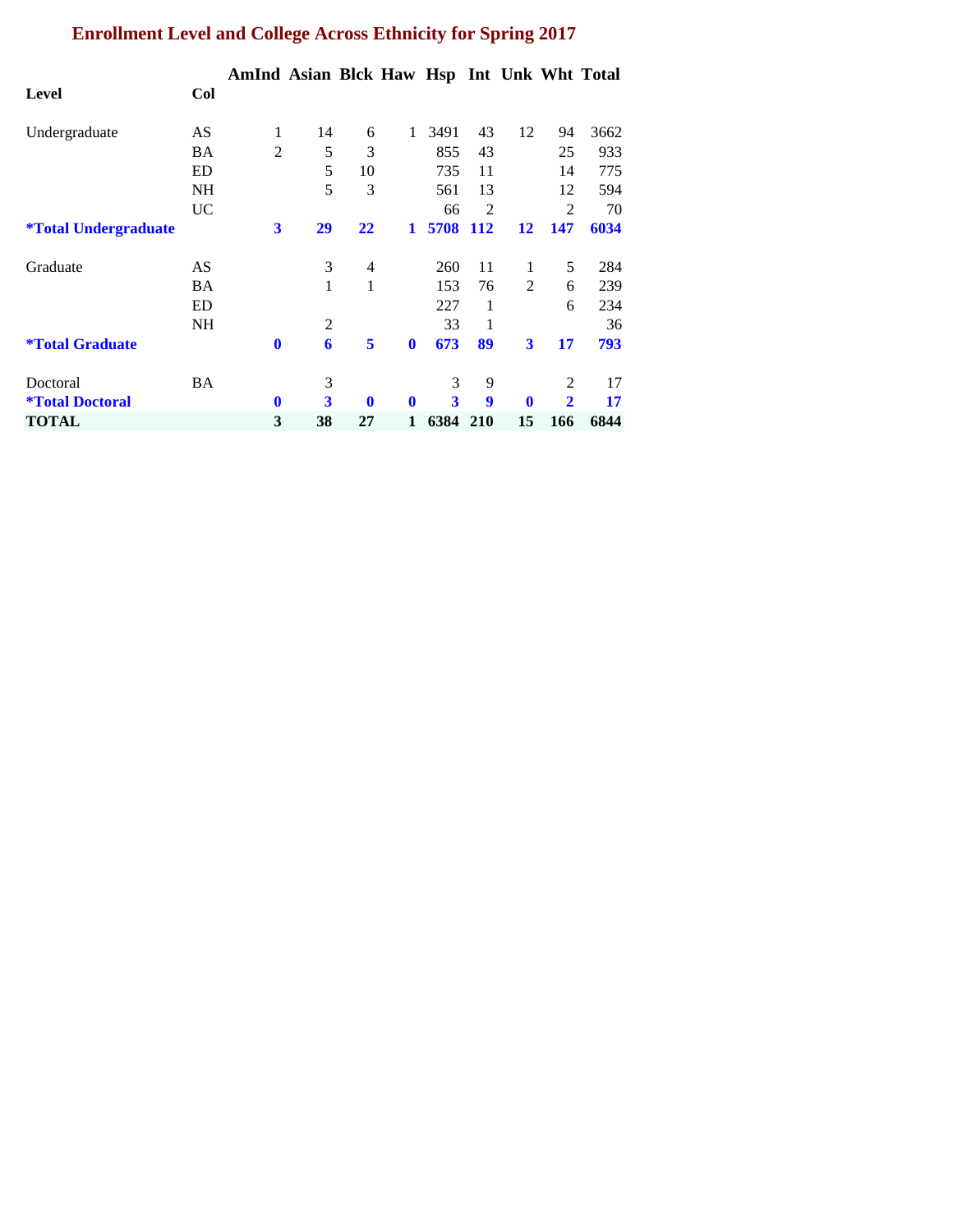## Enrollment Level and College Across Ethnicity for Spring 2017

| Level | Col | AmInd | Asian | Blck | Haw | Hsp | Int | Unk | Wht | Total |
|---|---|---|---|---|---|---|---|---|---|---|
| Undergraduate | AS | 1 | 14 | 6 | 1 | 3491 | 43 | 12 | 94 | 3662 |
| | BA | 2 | 5 | 3 | | 855 | 43 | | 25 | 933 |
| | ED | | 5 | 10 | | 735 | 11 | | 14 | 775 |
| | NH | | 5 | 3 | | 561 | 13 | | 12 | 594 |
| | UC | | | | | 66 | 2 | | 2 | 70 |
| **\*Total Undergraduate** | | **3** | **29** | **22** | **1** | **5708** | **112** | **12** | **147** | **6034** |
| Graduate | AS | | 3 | 4 | | 260 | 11 | 1 | 5 | 284 |
| | BA | | 1 | 1 | | 153 | 76 | 2 | 6 | 239 |
| | ED | | | | | 227 | 1 | | 6 | 234 |
| | NH | | 2 | | | 33 | 1 | | | 36 |
| **\*Total Graduate** | | **0** | **6** | **5** | **0** | **673** | **89** | **3** | **17** | **793** |
| Doctoral | BA | | 3 | | | 3 | 9 | | 2 | 17 |
| **\*Total Doctoral** | | **0** | **3** | **0** | **0** | **3** | **9** | **0** | **2** | **17** |
| **TOTAL** | | **3** | **38** | **27** | **1** | **6384** | **210** | **15** | **166** | **6844** |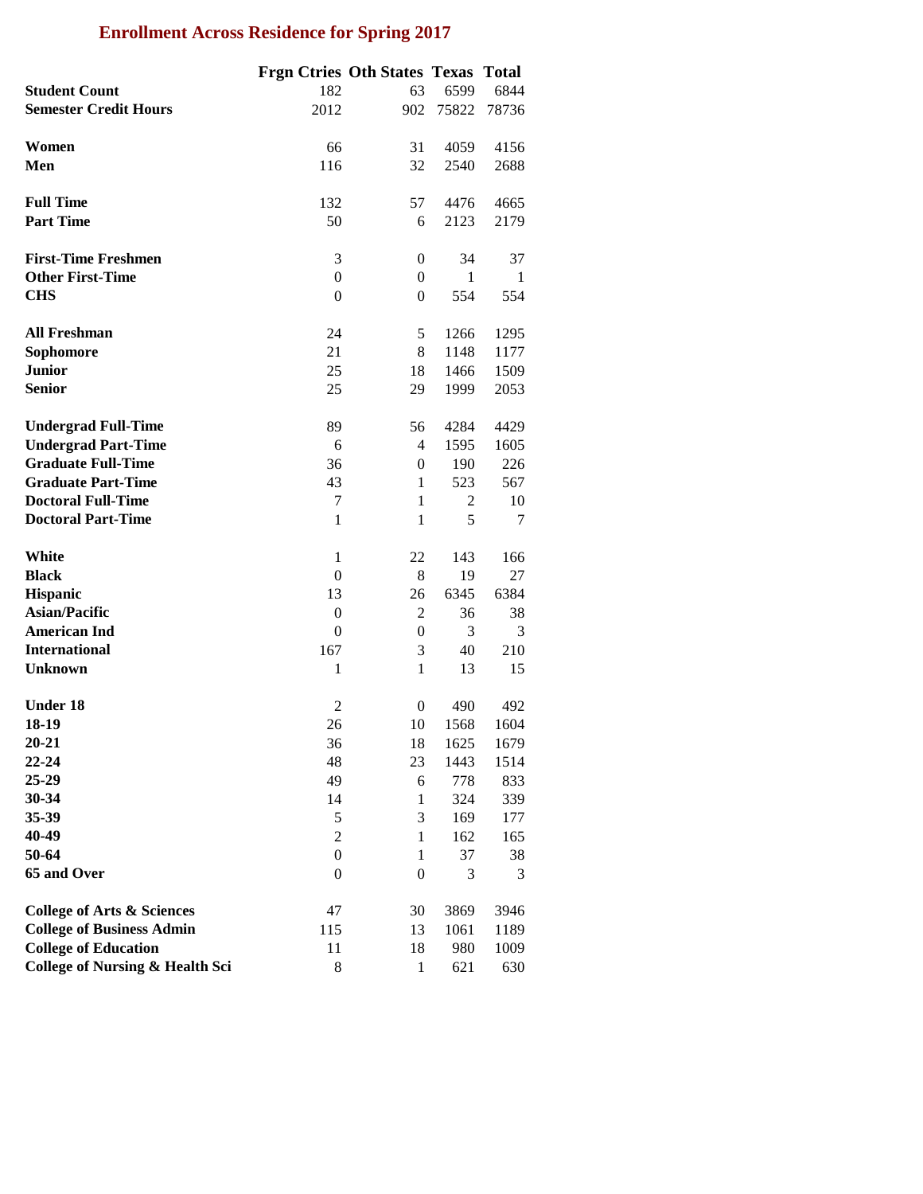# Enrollment Across Residence for Spring 2017

| | Frgn Ctries | Oth States | Texas | Total |
|---|---|---|---|---|
| **Student Count** | 182 | 63 | 6599 | 6844 |
| **Semester Credit Hours** | 2012 | 902 | 75822 | 78736 |
| | | | | |
| **Women** | 66 | 31 | 4059 | 4156 |
| **Men** | 116 | 32 | 2540 | 2688 |
| | | | | |
| **Full Time** | 132 | 57 | 4476 | 4665 |
| **Part Time** | 50 | 6 | 2123 | 2179 |
| | | | | |
| **First-Time Freshmen** | 3 | 0 | 34 | 37 |
| **Other First-Time** | 0 | 0 | 1 | 1 |
| **CHS** | 0 | 0 | 554 | 554 |
| | | | | |
| **All Freshman** | 24 | 5 | 1266 | 1295 |
| **Sophomore** | 21 | 8 | 1148 | 1177 |
| **Junior** | 25 | 18 | 1466 | 1509 |
| **Senior** | 25 | 29 | 1999 | 2053 |
| | | | | |
| **Undergrad Full-Time** | 89 | 56 | 4284 | 4429 |
| **Undergrad Part-Time** | 6 | 4 | 1595 | 1605 |
| **Graduate Full-Time** | 36 | 0 | 190 | 226 |
| **Graduate Part-Time** | 43 | 1 | 523 | 567 |
| **Doctoral Full-Time** | 7 | 1 | 2 | 10 |
| **Doctoral Part-Time** | 1 | 1 | 5 | 7 |
| | | | | |
| **White** | 1 | 22 | 143 | 166 |
| **Black** | 0 | 8 | 19 | 27 |
| **Hispanic** | 13 | 26 | 6345 | 6384 |
| **Asian/Pacific** | 0 | 2 | 36 | 38 |
| **American Ind** | 0 | 0 | 3 | 3 |
| **International** | 167 | 3 | 40 | 210 |
| **Unknown** | 1 | 1 | 13 | 15 |
| | | | | |
| **Under 18** | 2 | 0 | 490 | 492 |
| **18-19** | 26 | 10 | 1568 | 1604 |
| **20-21** | 36 | 18 | 1625 | 1679 |
| **22-24** | 48 | 23 | 1443 | 1514 |
| **25-29** | 49 | 6 | 778 | 833 |
| **30-34** | 14 | 1 | 324 | 339 |
| **35-39** | 5 | 3 | 169 | 177 |
| **40-49** | 2 | 1 | 162 | 165 |
| **50-64** | 0 | 1 | 37 | 38 |
| **65 and Over** | 0 | 0 | 3 | 3 |
| | | | | |
| **College of Arts & Sciences** | 47 | 30 | 3869 | 3946 |
| **College of Business Admin** | 115 | 13 | 1061 | 1189 |
| **College of Education** | 11 | 18 | 980 | 1009 |
| **College of Nursing & Health Sci** | 8 | 1 | 621 | 630 |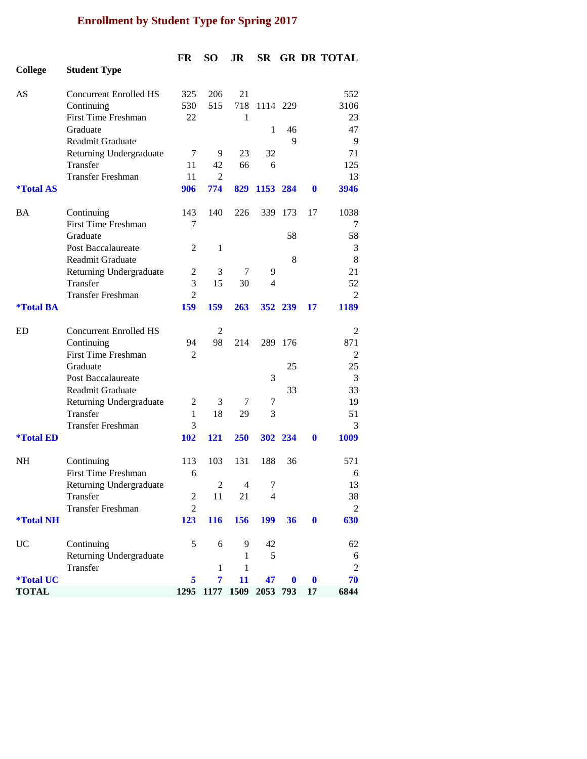# Enrollment by Student Type for Spring 2017

| College | Student Type | FR | SO | JR | SR | GR | DR | TOTAL |
|---|---|---|---|---|---|---|---|---|
| AS | Concurrent Enrolled HS | 325 | 206 | 21 | | | | 552 |
| | Continuing | 530 | 515 | 718 | 1114 | 229 | | 3106 |
| | First Time Freshman | 22 | | 1 | | | | 23 |
| | Graduate | | | | 1 | 46 | | 47 |
| | Readmit Graduate | | | | | 9 | | 9 |
| | Returning Undergraduate | 7 | 9 | 23 | 32 | | | 71 |
| | Transfer | 11 | 42 | 66 | 6 | | | 125 |
| | Transfer Freshman | 11 | 2 | | | | | 13 |
| **\*Total AS** | | **906** | **774** | **829** | **1153** | **284** | **0** | **3946** |
| BA | Continuing | 143 | 140 | 226 | 339 | 173 | 17 | 1038 |
| | First Time Freshman | 7 | | | | | | 7 |
| | Graduate | | | | | 58 | | 58 |
| | Post Baccalaureate | 2 | 1 | | | | | 3 |
| | Readmit Graduate | | | | | 8 | | 8 |
| | Returning Undergraduate | 2 | 3 | 7 | 9 | | | 21 |
| | Transfer | 3 | 15 | 30 | 4 | | | 52 |
| | Transfer Freshman | 2 | | | | | | 2 |
| **\*Total BA** | | **159** | **159** | **263** | **352** | **239** | **17** | **1189** |
| ED | Concurrent Enrolled HS | | 2 | | | | | 2 |
| | Continuing | 94 | 98 | 214 | 289 | 176 | | 871 |
| | First Time Freshman | 2 | | | | | | 2 |
| | Graduate | | | | | 25 | | 25 |
| | Post Baccalaureate | | | | 3 | | | 3 |
| | Readmit Graduate | | | | | 33 | | 33 |
| | Returning Undergraduate | 2 | 3 | 7 | 7 | | | 19 |
| | Transfer | 1 | 18 | 29 | 3 | | | 51 |
| | Transfer Freshman | 3 | | | | | | 3 |
| **\*Total ED** | | **102** | **121** | **250** | **302** | **234** | **0** | **1009** |
| NH | Continuing | 113 | 103 | 131 | 188 | 36 | | 571 |
| | First Time Freshman | 6 | | | | | | 6 |
| | Returning Undergraduate | | 2 | 4 | 7 | | | 13 |
| | Transfer | 2 | 11 | 21 | 4 | | | 38 |
| | Transfer Freshman | 2 | | | | | | 2 |
| **\*Total NH** | | **123** | **116** | **156** | **199** | **36** | **0** | **630** |
| UC | Continuing | 5 | 6 | 9 | 42 | | | 62 |
| | Returning Undergraduate | | | 1 | 5 | | | 6 |
| | Transfer | | 1 | 1 | | | | 2 |
| **\*Total UC** | | **5** | **7** | **11** | **47** | **0** | **0** | **70** |
| **TOTAL** | | **1295** | **1177** | **1509** | **2053** | **793** | **17** | **6844** |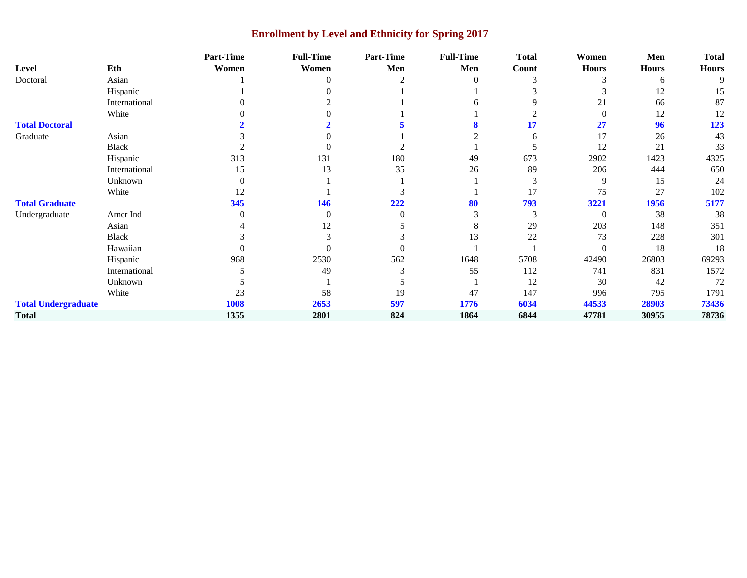# Enrollment by Level and Ethnicity for Spring 2017

| Level | Eth | Part-Time Women | Full-Time Women | Part-Time Men | Full-Time Men | Total Count | Women Hours | Men Hours | Total Hours |
|---|---|---|---|---|---|---|---|---|---|
| Doctoral | Asian | 1 | 0 | 2 | 0 | 3 | 3 | 6 | 9 |
| | Hispanic | 1 | 0 | 1 | 1 | 3 | 3 | 12 | 15 |
| | International | 0 | 2 | 1 | 6 | 9 | 21 | 66 | 87 |
| | White | 0 | 0 | 1 | 1 | 2 | 0 | 12 | 12 |
| **Total Doctoral** | | **2** | **2** | **5** | **8** | **17** | **27** | **96** | **123** |
| Graduate | Asian | 3 | 0 | 1 | 2 | 6 | 17 | 26 | 43 |
| | Black | 2 | 0 | 2 | 1 | 5 | 12 | 21 | 33 |
| | Hispanic | 313 | 131 | 180 | 49 | 673 | 2902 | 1423 | 4325 |
| | International | 15 | 13 | 35 | 26 | 89 | 206 | 444 | 650 |
| | Unknown | 0 | 1 | 1 | 1 | 3 | 9 | 15 | 24 |
| | White | 12 | 1 | 3 | 1 | 17 | 75 | 27 | 102 |
| **Total Graduate** | | **345** | **146** | **222** | **80** | **793** | **3221** | **1956** | **5177** |
| Undergraduate | Amer Ind | 0 | 0 | 0 | 3 | 3 | 0 | 38 | 38 |
| | Asian | 4 | 12 | 5 | 8 | 29 | 203 | 148 | 351 |
| | Black | 3 | 3 | 3 | 13 | 22 | 73 | 228 | 301 |
| | Hawaiian | 0 | 0 | 0 | 1 | 1 | 0 | 18 | 18 |
| | Hispanic | 968 | 2530 | 562 | 1648 | 5708 | 42490 | 26803 | 69293 |
| | International | 5 | 49 | 3 | 55 | 112 | 741 | 831 | 1572 |
| | Unknown | 5 | 1 | 5 | 1 | 12 | 30 | 42 | 72 |
| | White | 23 | 58 | 19 | 47 | 147 | 996 | 795 | 1791 |
| **Total Undergraduate** | | **1008** | **2653** | **597** | **1776** | **6034** | **44533** | **28903** | **73436** |
| **Total** | | **1355** | **2801** | **824** | **1864** | **6844** | **47781** | **30955** | **78736** |